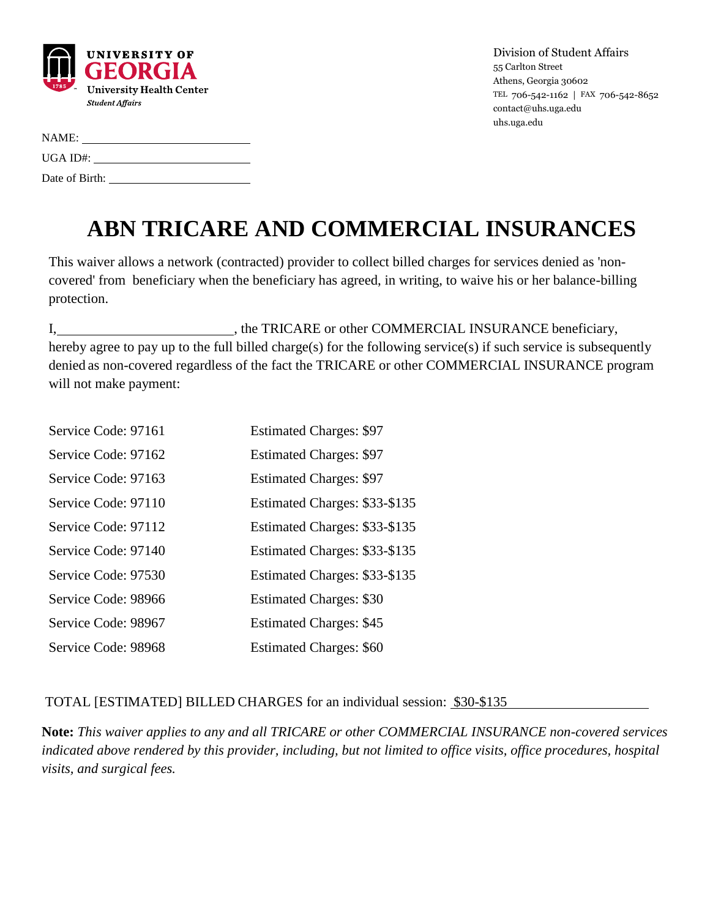UNIVERSITY OF GEORGIA
University Health Center
*Student Affairs*

Division of Student Affairs
55 Carlton Street
Athens, Georgia 30602
TEL 706-542-1162 | FAX 706-542-8652
contact@uhs.uga.edu
uhs.uga.edu

NAME: ____________________________

UGA ID#: ___________________________

Date of Birth: ________________________

# ABN TRICARE AND COMMERCIAL INSURANCES

This waiver allows a network (contracted) provider to collect billed charges for services denied as 'non-covered' from beneficiary when the beneficiary has agreed, in writing, to waive his or her balance-billing protection.

I, ___________________________, the TRICARE or other COMMERCIAL INSURANCE beneficiary, hereby agree to pay up to the full billed charge(s) for the following service(s) if such service is subsequently denied as non-covered regardless of the fact the TRICARE or other COMMERCIAL INSURANCE program will not make payment:

| Service Code | Estimated Charges |
|---|---|
| Service Code: 97161 | Estimated Charges: $97 |
| Service Code: 97162 | Estimated Charges: $97 |
| Service Code: 97163 | Estimated Charges: $97 |
| Service Code: 97110 | Estimated Charges: $33-$135 |
| Service Code: 97112 | Estimated Charges: $33-$135 |
| Service Code: 97140 | Estimated Charges: $33-$135 |
| Service Code: 97530 | Estimated Charges: $33-$135 |
| Service Code: 98966 | Estimated Charges: $30 |
| Service Code: 98967 | Estimated Charges: $45 |
| Service Code: 98968 | Estimated Charges: $60 |

TOTAL [ESTIMATED] BILLED CHARGES for an individual session: $30-$135

**Note:** *This waiver applies to any and all TRICARE or other COMMERCIAL INSURANCE non-covered services indicated above rendered by this provider, including, but not limited to office visits, office procedures, hospital visits, and surgical fees.*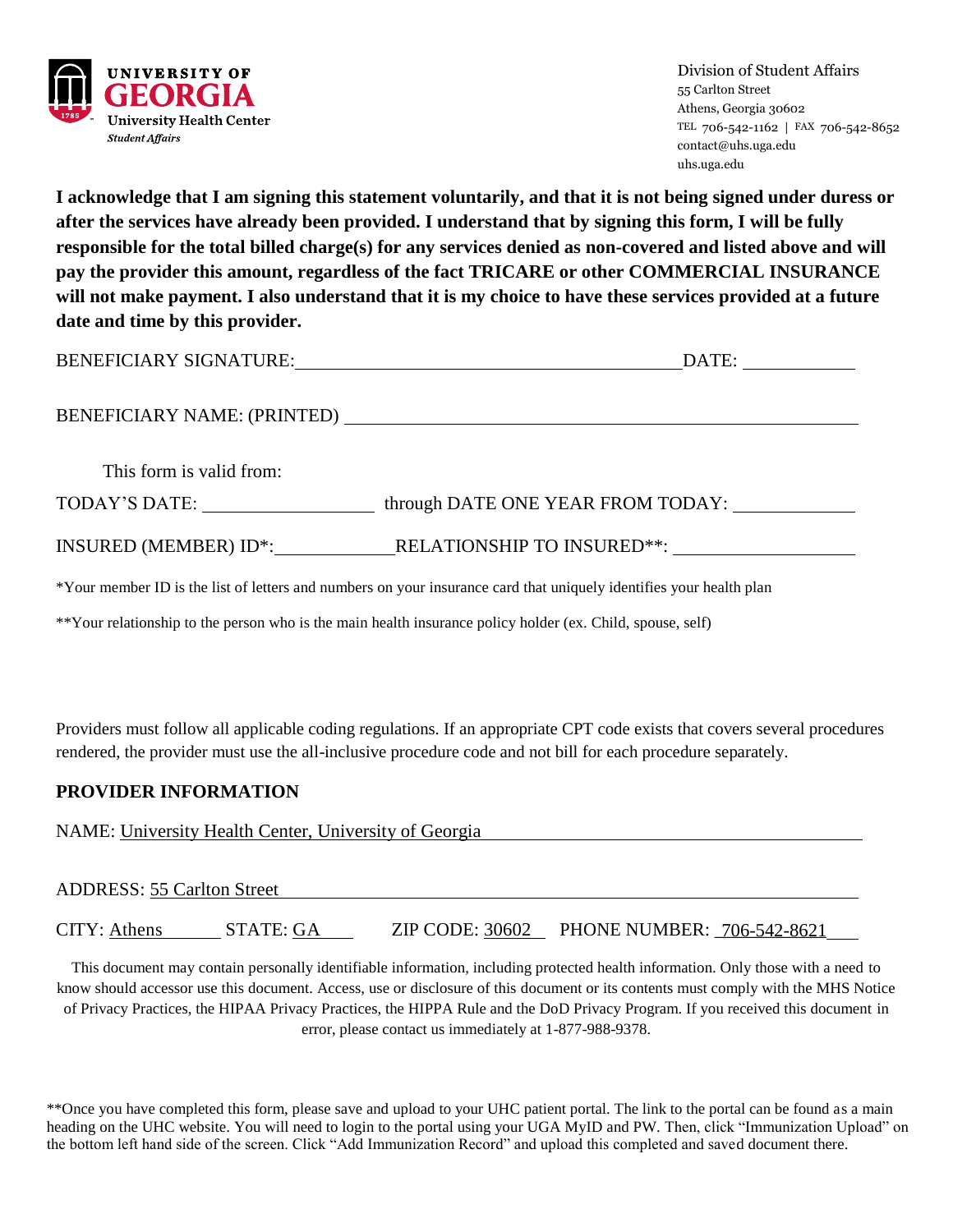UNIVERSITY OF GEORGIA
University Health Center
*Student Affairs*

Division of Student Affairs
55 Carlton Street
Athens, Georgia 30602
TEL 706-542-1162 | FAX 706-542-8652
contact@uhs.uga.edu
uhs.uga.edu

**I acknowledge that I am signing this statement voluntarily, and that it is not being signed under duress or after the services have already been provided. I understand that by signing this form, I will be fully responsible for the total billed charge(s) for any services denied as non-covered and listed above and will pay the provider this amount, regardless of the fact TRICARE or other COMMERCIAL INSURANCE will not make payment. I also understand that it is my choice to have these services provided at a future date and time by this provider.**

BENEFICIARY SIGNATURE:____________________________________________ DATE: ____________

BENEFICIARY NAME: (PRINTED) ________________________________________________________

This form is valid from:

TODAY'S DATE: __________________ through DATE ONE YEAR FROM TODAY: _____________

INSURED (MEMBER) ID*:_____________ RELATIONSHIP TO INSURED**: ___________________

*Your member ID is the list of letters and numbers on your insurance card that uniquely identifies your health plan

**Your relationship to the person who is the main health insurance policy holder (ex. Child, spouse, self)

Providers must follow all applicable coding regulations. If an appropriate CPT code exists that covers several procedures rendered, the provider must use the all-inclusive procedure code and not bill for each procedure separately.

## PROVIDER INFORMATION

NAME: University Health Center, University of Georgia

ADDRESS: 55 Carlton Street

CITY: Athens STATE: GA ZIP CODE: 30602 PHONE NUMBER: 706-542-8621

This document may contain personally identifiable information, including protected health information. Only those with a need to know should accessor use this document. Access, use or disclosure of this document or its contents must comply with the MHS Notice of Privacy Practices, the HIPAA Privacy Practices, the HIPPA Rule and the DoD Privacy Program. If you received this document in error, please contact us immediately at 1-877-988-9378.

**Once you have completed this form, please save and upload to your UHC patient portal. The link to the portal can be found as a main heading on the UHC website. You will need to login to the portal using your UGA MyID and PW. Then, click "Immunization Upload" on the bottom left hand side of the screen. Click "Add Immunization Record" and upload this completed and saved document there.